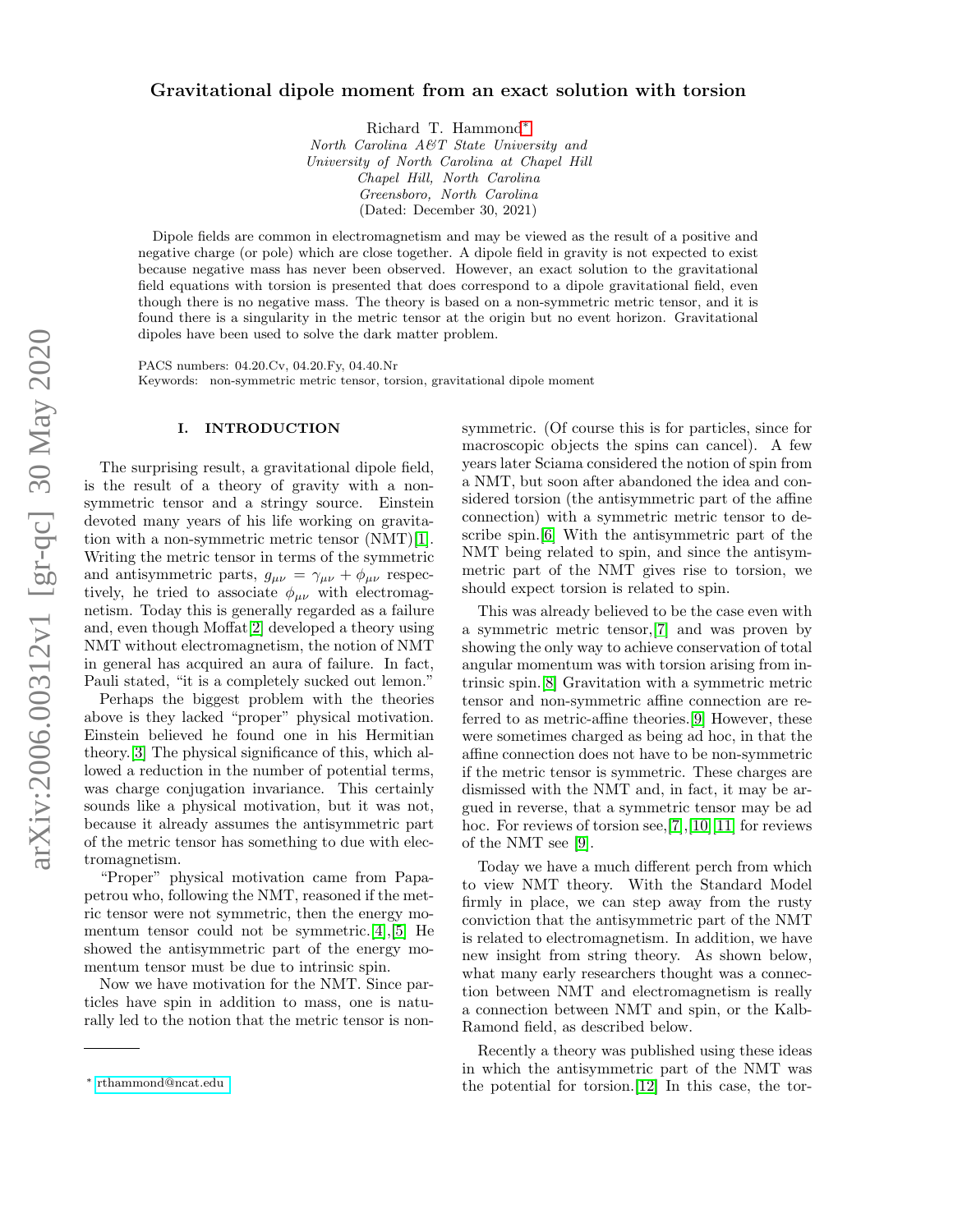# Gravitational dipole moment from an exact solution with torsion

Richard T. Hammond*

*North Carolina A&T State University and University of North Carolina at Chapel Hill*
*Chapel Hill, North Carolina*
*Greensboro, North Carolina*

(Dated: December 30, 2021)

Dipole fields are common in electromagnetism and may be viewed as the result of a positive and negative charge (or pole) which are close together. A dipole field in gravity is not expected to exist because negative mass has never been observed. However, an exact solution to the gravitational field equations with torsion is presented that does correspond to a dipole gravitational field, even though there is no negative mass. The theory is based on a non-symmetric metric tensor, and it is found there is a singularity in the metric tensor at the origin but no event horizon. Gravitational dipoles have been used to solve the dark matter problem.

PACS numbers: 04.20.Cv, 04.20.Fy, 04.40.Nr

Keywords: non-symmetric metric tensor, torsion, gravitational dipole moment

## I. INTRODUCTION

The surprising result, a gravitational dipole field, is the result of a theory of gravity with a non-symmetric tensor and a stringy source. Einstein devoted many years of his life working on gravitation with a non-symmetric metric tensor (NMT)[1]. Writing the metric tensor in terms of the symmetric and antisymmetric parts, $g_{\mu\nu} = \gamma_{\mu\nu} + \phi_{\mu\nu}$ respectively, he tried to associate $\phi_{\mu\nu}$ with electromagnetism. Today this is generally regarded as a failure and, even though Moffat[2] developed a theory using NMT without electromagnetism, the notion of NMT in general has acquired an aura of failure. In fact, Pauli stated, "it is a completely sucked out lemon."

Perhaps the biggest problem with the theories above is they lacked "proper" physical motivation. Einstein believed he found one in his Hermitian theory.[3] The physical significance of this, which allowed a reduction in the number of potential terms, was charge conjugation invariance. This certainly sounds like a physical motivation, but it was not, because it already assumes the antisymmetric part of the metric tensor has something to due with electromagnetism.

"Proper" physical motivation came from Papapetrou who, following the NMT, reasoned if the metric tensor were not symmetric, then the energy momentum tensor could not be symmetric.[4],[5] He showed the antisymmetric part of the energy momentum tensor must be due to intrinsic spin.

Now we have motivation for the NMT. Since particles have spin in addition to mass, one is naturally led to the notion that the metric tensor is non-symmetric. (Of course this is for particles, since for macroscopic objects the spins can cancel). A few years later Sciama considered the notion of spin from a NMT, but soon after abandoned the idea and considered torsion (the antisymmetric part of the affine connection) with a symmetric metric tensor to describe spin.[6] With the antisymmetric part of the NMT being related to spin, and since the antisymmetric part of the NMT gives rise to torsion, we should expect torsion is related to spin.

This was already believed to be the case even with a symmetric metric tensor,[7] and was proven by showing the only way to achieve conservation of total angular momentum was with torsion arising from intrinsic spin.[8] Gravitation with a symmetric metric tensor and non-symmetric affine connection are referred to as metric-affine theories.[9] However, these were sometimes charged as being ad hoc, in that the affine connection does not have to be non-symmetric if the metric tensor is symmetric. These charges are dismissed with the NMT and, in fact, it may be argued in reverse, that a symmetric tensor may be ad hoc. For reviews of torsion see,[7],[10],[11] for reviews of the NMT see [9].

Today we have a much different perch from which to view NMT theory. With the Standard Model firmly in place, we can step away from the rusty conviction that the antisymmetric part of the NMT is related to electromagnetism. In addition, we have new insight from string theory. As shown below, what many early researchers thought was a connection between NMT and electromagnetism is really a connection between NMT and spin, or the Kalb-Ramond field, as described below.

Recently a theory was published using these ideas in which the antisymmetric part of the NMT was the potential for torsion.[12] In this case, the tor-

* rthammond@ncat.edu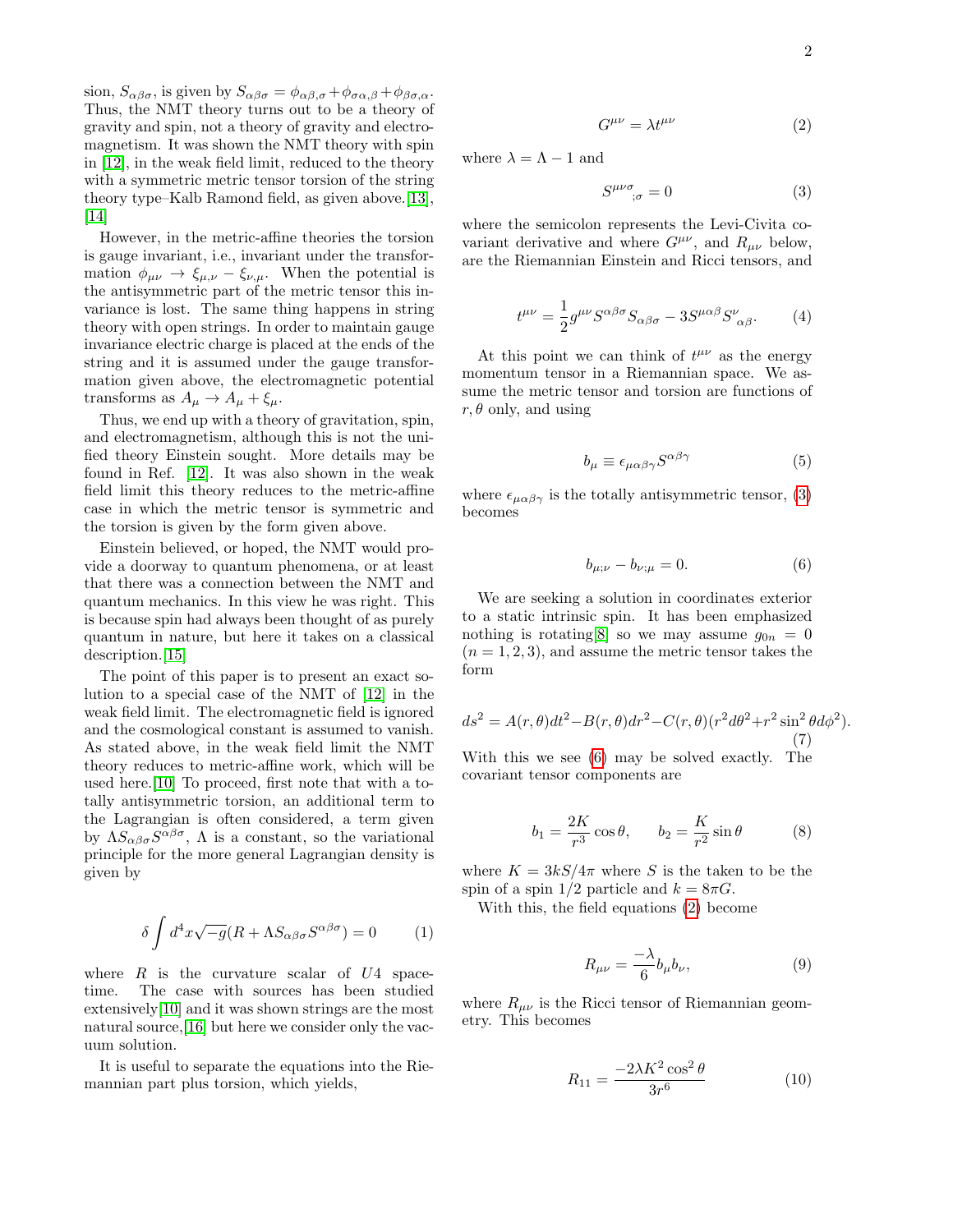sion, $S_{\alpha\beta\sigma}$, is given by $S_{\alpha\beta\sigma} = \phi_{\alpha\beta,\sigma} + \phi_{\sigma\alpha,\beta} + \phi_{\beta\sigma,\alpha}$. Thus, the NMT theory turns out to be a theory of gravity and spin, not a theory of gravity and electromagnetism. It was shown the NMT theory with spin in [12], in the weak field limit, reduced to the theory with a symmetric metric tensor torsion of the string theory type–Kalb Ramond field, as given above.[13], [14]

However, in the metric-affine theories the torsion is gauge invariant, i.e., invariant under the transformation $\phi_{\mu\nu} \to \xi_{\mu,\nu} - \xi_{\nu,\mu}$. When the potential is the antisymmetric part of the metric tensor this invariance is lost. The same thing happens in string theory with open strings. In order to maintain gauge invariance electric charge is placed at the ends of the string and it is assumed under the gauge transformation given above, the electromagnetic potential transforms as $A_\mu \to A_\mu + \xi_\mu$.

Thus, we end up with a theory of gravitation, spin, and electromagnetism, although this is not the unified theory Einstein sought. More details may be found in Ref. [12]. It was also shown in the weak field limit this theory reduces to the metric-affine case in which the metric tensor is symmetric and the torsion is given by the form given above.

Einstein believed, or hoped, the NMT would provide a doorway to quantum phenomena, or at least that there was a connection between the NMT and quantum mechanics. In this view he was right. This is because spin had always been thought of as purely quantum in nature, but here it takes on a classical description.[15]

The point of this paper is to present an exact solution to a special case of the NMT of [12] in the weak field limit. The electromagnetic field is ignored and the cosmological constant is assumed to vanish. As stated above, in the weak field limit the NMT theory reduces to metric-affine work, which will be used here.[10] To proceed, first note that with a totally antisymmetric torsion, an additional term to the Lagrangian is often considered, a term given by $\Lambda S_{\alpha\beta\sigma}S^{\alpha\beta\sigma}$, $\Lambda$ is a constant, so the variational principle for the more general Lagrangian density is given by

$$\delta \int d^4x\sqrt{-g}(R + \Lambda S_{\alpha\beta\sigma}S^{\alpha\beta\sigma}) = 0 \qquad (1)$$

where $R$ is the curvature scalar of $U4$ spacetime. The case with sources has been studied extensively[10] and it was shown strings are the most natural source,[16] but here we consider only the vacuum solution.

It is useful to separate the equations into the Riemannian part plus torsion, which yields,

$$G^{\mu\nu} = \lambda t^{\mu\nu} \qquad (2)$$

where $\lambda = \Lambda - 1$ and

$$S^{\mu\nu\sigma}{}_{;\sigma} = 0 \qquad (3)$$

where the semicolon represents the Levi-Civita covariant derivative and where $G^{\mu\nu}$, and $R_{\mu\nu}$ below, are the Riemannian Einstein and Ricci tensors, and

$$t^{\mu\nu} = \frac{1}{2}g^{\mu\nu}S^{\alpha\beta\sigma}S_{\alpha\beta\sigma} - 3S^{\mu\alpha\beta}S^{\nu}{}_{\alpha\beta}. \qquad (4)$$

At this point we can think of $t^{\mu\nu}$ as the energy momentum tensor in a Riemannian space. We assume the metric tensor and torsion are functions of $r, \theta$ only, and using

$$b_\mu \equiv \epsilon_{\mu\alpha\beta\gamma}S^{\alpha\beta\gamma} \qquad (5)$$

where $\epsilon_{\mu\alpha\beta\gamma}$ is the totally antisymmetric tensor, (3) becomes

$$b_{\mu;\nu} - b_{\nu;\mu} = 0. \qquad (6)$$

We are seeking a solution in coordinates exterior to a static intrinsic spin. It has been emphasized nothing is rotating[8] so we may assume $g_{0n} = 0$ $(n = 1, 2, 3)$, and assume the metric tensor takes the form

$$ds^2 = A(r,\theta)dt^2 - B(r,\theta)dr^2 - C(r,\theta)(r^2d\theta^2 + r^2\sin^2\theta d\phi^2). \qquad (7)$$

With this we see (6) may be solved exactly. The covariant tensor components are

$$b_1 = \frac{2K}{r^3}\cos\theta, \qquad b_2 = \frac{K}{r^2}\sin\theta \qquad (8)$$

where $K = 3kS/4\pi$ where $S$ is the taken to be the spin of a spin $1/2$ particle and $k = 8\pi G$.

With this, the field equations (2) become

$$R_{\mu\nu} = \frac{-\lambda}{6}b_\mu b_\nu, \qquad (9)$$

where $R_{\mu\nu}$ is the Ricci tensor of Riemannian geometry. This becomes

$$R_{11} = \frac{-2\lambda K^2\cos^2\theta}{3r^6} \qquad (10)$$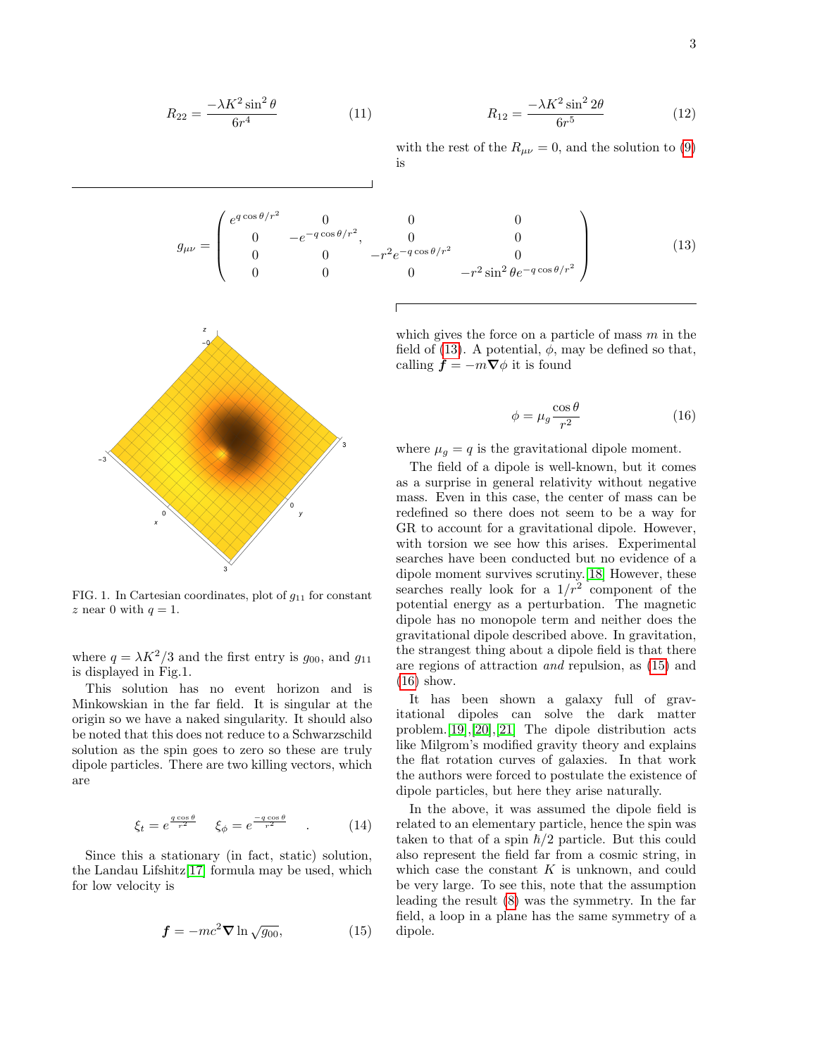$$R_{22} = \frac{-\lambda K^2 \sin^2\theta}{6r^4} \tag{11}$$

$$R_{12} = \frac{-\lambda K^2 \sin^2 2\theta}{6r^5} \tag{12}$$

with the rest of the $R_{\mu\nu} = 0$, and the solution to (9) is

$$g_{\mu\nu} = \begin{pmatrix} e^{q\cos\theta/r^2} & 0 & 0 & 0 \\ 0 & -e^{-q\cos\theta/r^2}, & 0 & 0 \\ 0 & 0 & -r^2 e^{-q\cos\theta/r^2} & 0 \\ 0 & 0 & 0 & -r^2\sin^2\theta e^{-q\cos\theta/r^2} \end{pmatrix} \tag{13}$$

FIG. 1. In Cartesian coordinates, plot of $g_{11}$ for constant $z$ near 0 with $q = 1$.

where $q = \lambda K^2/3$ and the first entry is $g_{00}$, and $g_{11}$ is displayed in Fig.1.

This solution has no event horizon and is Minkowskian in the far field. It is singular at the origin so we have a naked singularity. It should also be noted that this does not reduce to a Schwarzschild solution as the spin goes to zero so these are truly dipole particles. There are two killing vectors, which are

$$\xi_t = e^{\frac{q\cos\theta}{r^2}} \quad \xi_\phi = e^{\frac{-q\cos\theta}{r^2}} \quad . \tag{14}$$

Since this a stationary (in fact, static) solution, the Landau Lifshitz[17] formula may be used, which for low velocity is

$$\boldsymbol{f} = -mc^2 \boldsymbol{\nabla} \ln\sqrt{g_{00}}, \tag{15}$$

which gives the force on a particle of mass $m$ in the field of (13). A potential, $\phi$, may be defined so that, calling $\boldsymbol{f} = -m\boldsymbol{\nabla}\phi$ it is found

$$\phi = \mu_g \frac{\cos\theta}{r^2} \tag{16}$$

where $\mu_g = q$ is the gravitational dipole moment.

The field of a dipole is well-known, but it comes as a surprise in general relativity without negative mass. Even in this case, the center of mass can be redefined so there does not seem to be a way for GR to account for a gravitational dipole. However, with torsion we see how this arises. Experimental searches have been conducted but no evidence of a dipole moment survives scrutiny.[18] However, these searches really look for a $1/r^2$ component of the potential energy as a perturbation. The magnetic dipole has no monopole term and neither does the gravitational dipole described above. In gravitation, the strangest thing about a dipole field is that there are regions of attraction *and* repulsion, as (15) and (16) show.

It has been shown a galaxy full of gravitational dipoles can solve the dark matter problem.[19],[20],[21] The dipole distribution acts like Milgrom's modified gravity theory and explains the flat rotation curves of galaxies. In that work the authors were forced to postulate the existence of dipole particles, but here they arise naturally.

In the above, it was assumed the dipole field is related to an elementary particle, hence the spin was taken to that of a spin $\hbar/2$ particle. But this could also represent the field far from a cosmic string, in which case the constant $K$ is unknown, and could be very large. To see this, note that the assumption leading the result (8) was the symmetry. In the far field, a loop in a plane has the same symmetry of a dipole.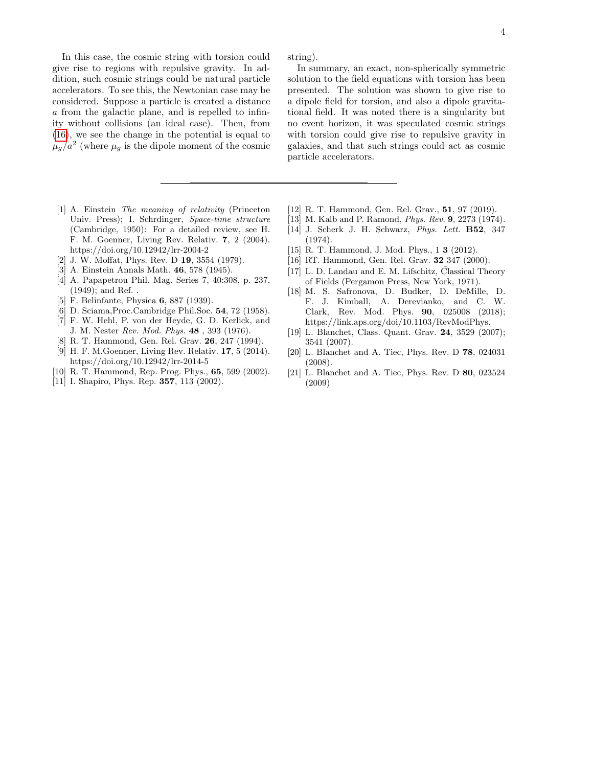In this case, the cosmic string with torsion could give rise to regions with repulsive gravity. In addition, such cosmic strings could be natural particle accelerators. To see this, the Newtonian case may be considered. Suppose a particle is created a distance $a$ from the galactic plane, and is repelled to infinity without collisions (an ideal case). Then, from (16), we see the change in the potential is equal to $\mu_g/a^2$ (where $\mu_g$ is the dipole moment of the cosmic string).

In summary, an exact, non-spherically symmetric solution to the field equations with torsion has been presented. The solution was shown to give rise to a dipole field for torsion, and also a dipole gravitational field. It was noted there is a singularity but no event horizon, it was speculated cosmic strings with torsion could give rise to repulsive gravity in galaxies, and that such strings could act as cosmic particle accelerators.

---

[1] A. Einstein *The meaning of relativity* (Princeton Univ. Press); I. Schrdinger, *Space-time structure* (Cambridge, 1950): For a detailed review, see H. F. M. Goenner, Living Rev. Relativ. **7**, 2 (2004). https://doi.org/10.12942/lrr-2004-2

[2] J. W. Moffat, Phys. Rev. D **19**, 3554 (1979).

[3] A. Einstein Annals Math. **46**, 578 (1945).

[4] A. Papapetrou Phil. Mag. Series 7, 40:308, p. 237, (1949); and Ref. .

[5] F. Belinfante, Physica **6**, 887 (1939).

[6] D. Sciama,Proc.Cambridge Phil.Soc. **54**, 72 (1958).

[7] F. W. Hehl, P. von der Heyde, G. D. Kerlick, and J. M. Nester *Rev. Mod. Phys.* **48** , 393 (1976).

[8] R. T. Hammond, Gen. Rel. Grav. **26**, 247 (1994).

[9] H. F. M.Goenner, Living Rev. Relativ. **17**, 5 (2014). https://doi.org/10.12942/lrr-2014-5

[10] R. T. Hammond, Rep. Prog. Phys., **65**, 599 (2002).

[11] I. Shapiro, Phys. Rep. **357**, 113 (2002).

[12] R. T. Hammond, Gen. Rel. Grav., **51**, 97 (2019).

[13] M. Kalb and P. Ramond, *Phys. Rev.* **9**, 2273 (1974).

[14] J. Scherk J. H. Schwarz, *Phys. Lett.* **B52**, 347 (1974).

[15] R. T. Hammond, J. Mod. Phys., 1 **3** (2012).

[16] RT. Hammond, Gen. Rel. Grav. **32** 347 (2000).

[17] L. D. Landau and E. M. Lifschitz, C̃lassical Theory of Fields (Pergamon Press, New York, 1971).

[18] M. S. Safronova, D. Budker, D. DeMille, D. F. J. Kimball, A. Derevianko, and C. W. Clark, Rev. Mod. Phys. **90**, 025008 (2018); https://link.aps.org/doi/10.1103/RevModPhys.

[19] L. Blanchet, Class. Quant. Grav. **24**, 3529 (2007); 3541 (2007).

[20] L. Blanchet and A. Tiec, Phys. Rev. D **78**, 024031 (2008).

[21] L. Blanchet and A. Tiec, Phys. Rev. D **80**, 023524 (2009)